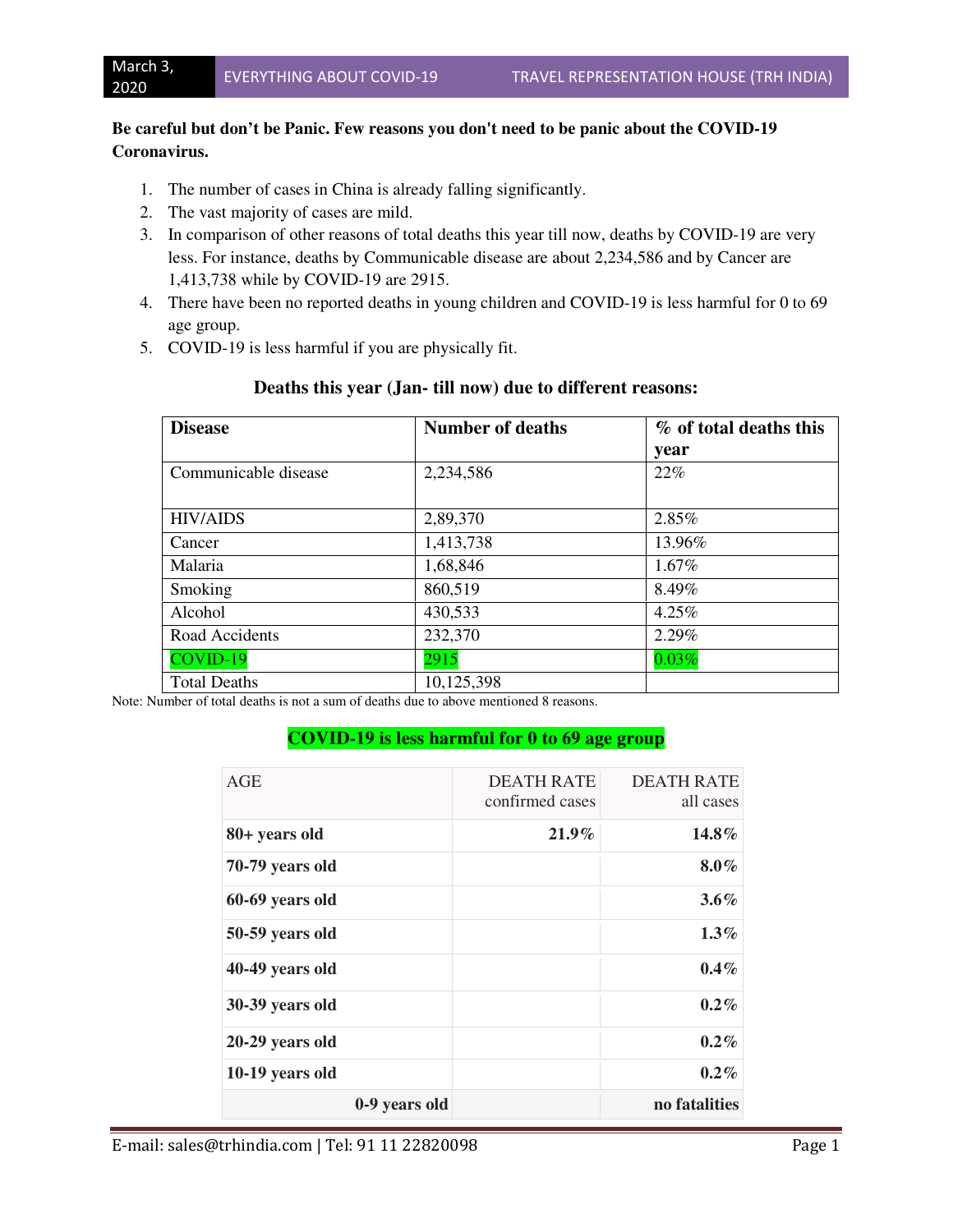**Be careful but don't be Panic. Few reasons you don't need to be panic about the COVID-19 Coronavirus.**

1. The number of cases in China is already falling significantly.
2. The vast majority of cases are mild.
3. In comparison of other reasons of total deaths this year till now, deaths by COVID-19 are very less. For instance, deaths by Communicable disease are about 2,234,586 and by Cancer are 1,413,738 while by COVID-19 are 2915.
4. There have been no reported deaths in young children and COVID-19 is less harmful for 0 to 69 age group.
5. COVID-19 is less harmful if you are physically fit.

### Deaths this year (Jan- till now) due to different reasons:

| Disease | Number of deaths | % of total deaths this year |
|---|---|---|
| Communicable disease | 2,234,586 | 22% |
| HIV/AIDS | 2,89,370 | 2.85% |
| Cancer | 1,413,738 | 13.96% |
| Malaria | 1,68,846 | 1.67% |
| Smoking | 860,519 | 8.49% |
| Alcohol | 430,533 | 4.25% |
| Road Accidents | 232,370 | 2.29% |
| COVID-19 | 2915 | 0.03% |
| Total Deaths | 10,125,398 | |

Note: Number of total deaths is not a sum of deaths due to above mentioned 8 reasons.

### COVID-19 is less harmful for 0 to 69 age group

| AGE | DEATH RATE confirmed cases | DEATH RATE all cases |
|---|---|---|
| **80+ years old** | **21.9%** | **14.8%** |
| **70-79 years old** | | **8.0%** |
| **60-69 years old** | | **3.6%** |
| **50-59 years old** | | **1.3%** |
| **40-49 years old** | | **0.4%** |
| **30-39 years old** | | **0.2%** |
| **20-29 years old** | | **0.2%** |
| **10-19 years old** | | **0.2%** |
| **0-9 years old** | | **no fatalities** |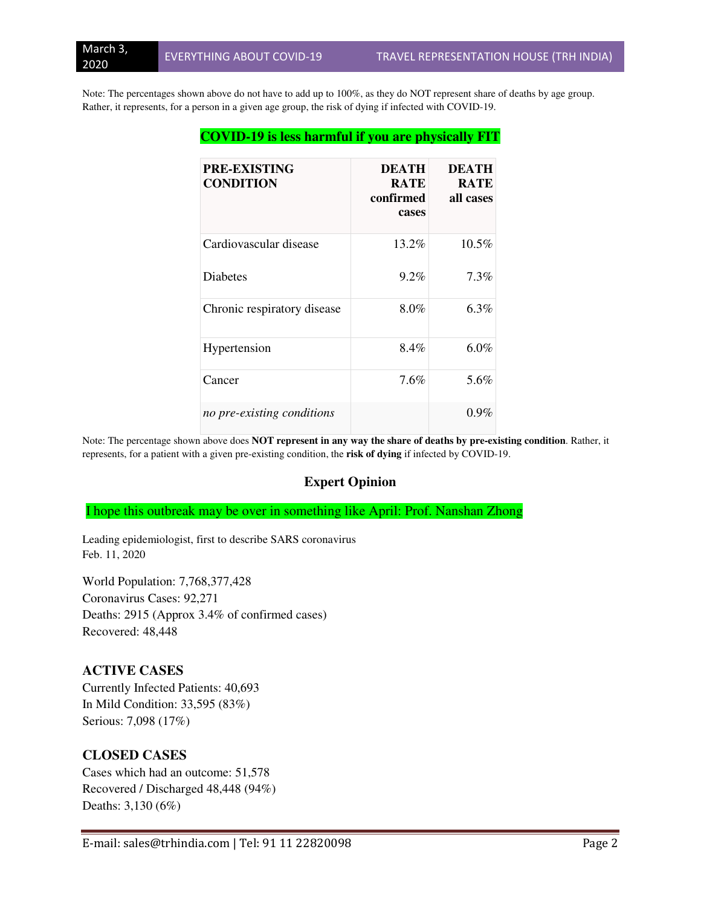Note: The percentages shown above do not have to add up to 100%, as they do NOT represent share of deaths by age group. Rather, it represents, for a person in a given age group, the risk of dying if infected with COVID-19.

**COVID-19 is less harmful if you are physically FIT**

| PRE-EXISTING CONDITION | DEATH RATE confirmed cases | DEATH RATE all cases |
|---|---|---|
| Cardiovascular disease | 13.2% | 10.5% |
| Diabetes | 9.2% | 7.3% |
| Chronic respiratory disease | 8.0% | 6.3% |
| Hypertension | 8.4% | 6.0% |
| Cancer | 7.6% | 5.6% |
| *no pre-existing conditions* | | 0.9% |

Note: The percentage shown above does **NOT represent in any way the share of deaths by pre-existing condition**. Rather, it represents, for a patient with a given pre-existing condition, the **risk of dying** if infected by COVID-19.

## Expert Opinion

I hope this outbreak may be over in something like April: Prof. Nanshan Zhong

Leading epidemiologist, first to describe SARS coronavirus
Feb. 11, 2020

World Population: 7,768,377,428
Coronavirus Cases: 92,271
Deaths: 2915 (Approx 3.4% of confirmed cases)
Recovered: 48,448

### ACTIVE CASES

Currently Infected Patients: 40,693
In Mild Condition: 33,595 (83%)
Serious: 7,098 (17%)

### CLOSED CASES

Cases which had an outcome: 51,578
Recovered / Discharged 48,448 (94%)
Deaths: 3,130 (6%)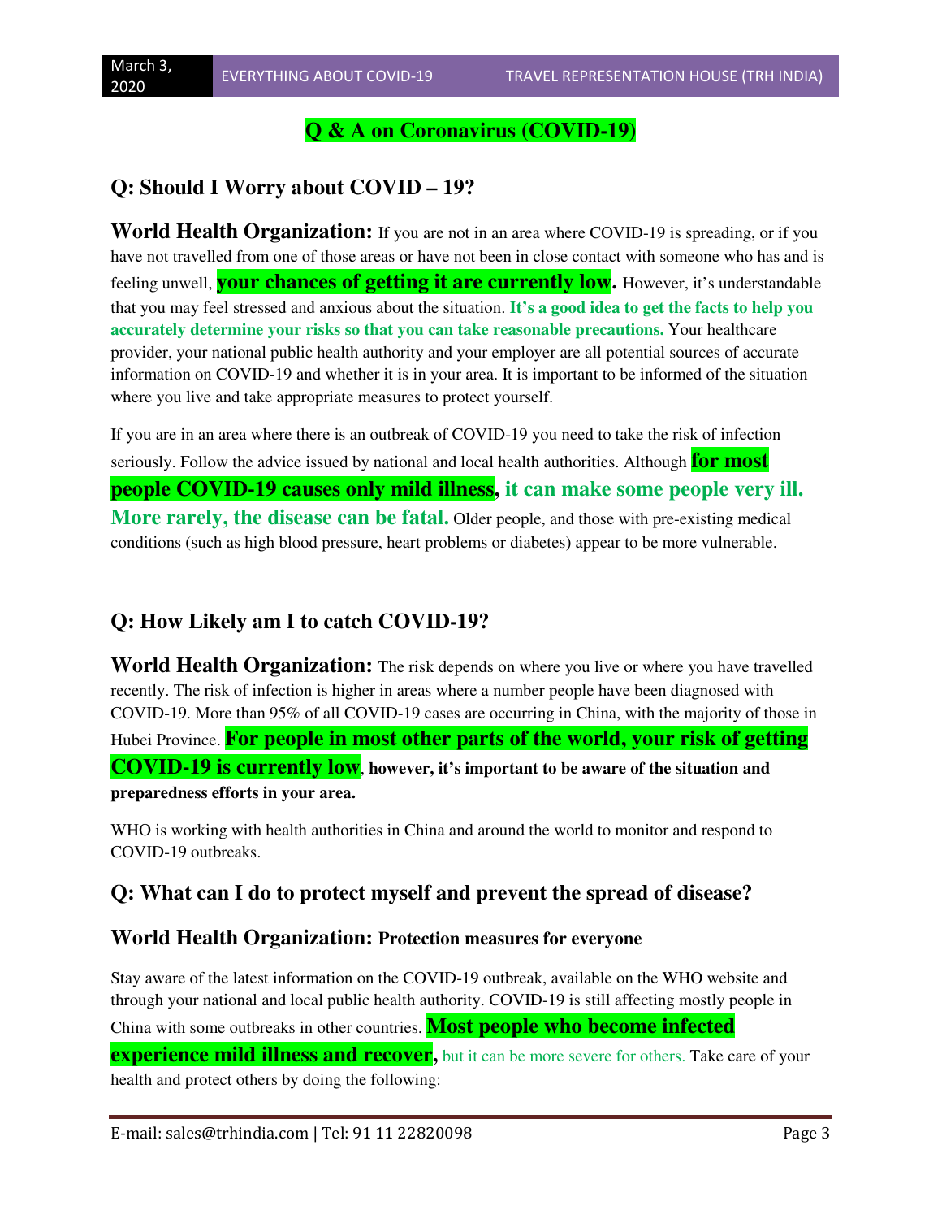## Q & A on Coronavirus (COVID-19)

### Q: Should I Worry about COVID – 19?

**World Health Organization:** If you are not in an area where COVID-19 is spreading, or if you have not travelled from one of those areas or have not been in close contact with someone who has and is feeling unwell, **your chances of getting it are currently low.** However, it's understandable that you may feel stressed and anxious about the situation. **It's a good idea to get the facts to help you accurately determine your risks so that you can take reasonable precautions.** Your healthcare provider, your national public health authority and your employer are all potential sources of accurate information on COVID-19 and whether it is in your area. It is important to be informed of the situation where you live and take appropriate measures to protect yourself.

If you are in an area where there is an outbreak of COVID-19 you need to take the risk of infection seriously. Follow the advice issued by national and local health authorities. Although **for most people COVID-19 causes only mild illness, it can make some people very ill. More rarely, the disease can be fatal.** Older people, and those with pre-existing medical conditions (such as high blood pressure, heart problems or diabetes) appear to be more vulnerable.

### Q: How Likely am I to catch COVID-19?

**World Health Organization:** The risk depends on where you live or where you have travelled recently. The risk of infection is higher in areas where a number people have been diagnosed with COVID-19. More than 95% of all COVID-19 cases are occurring in China, with the majority of those in Hubei Province. **For people in most other parts of the world, your risk of getting COVID-19 is currently low, however, it's important to be aware of the situation and preparedness efforts in your area.**

WHO is working with health authorities in China and around the world to monitor and respond to COVID-19 outbreaks.

### Q: What can I do to protect myself and prevent the spread of disease?

**World Health Organization: Protection measures for everyone**

Stay aware of the latest information on the COVID-19 outbreak, available on the WHO website and through your national and local public health authority. COVID-19 is still affecting mostly people in China with some outbreaks in other countries. **Most people who become infected experience mild illness and recover,** but it can be more severe for others. Take care of your health and protect others by doing the following: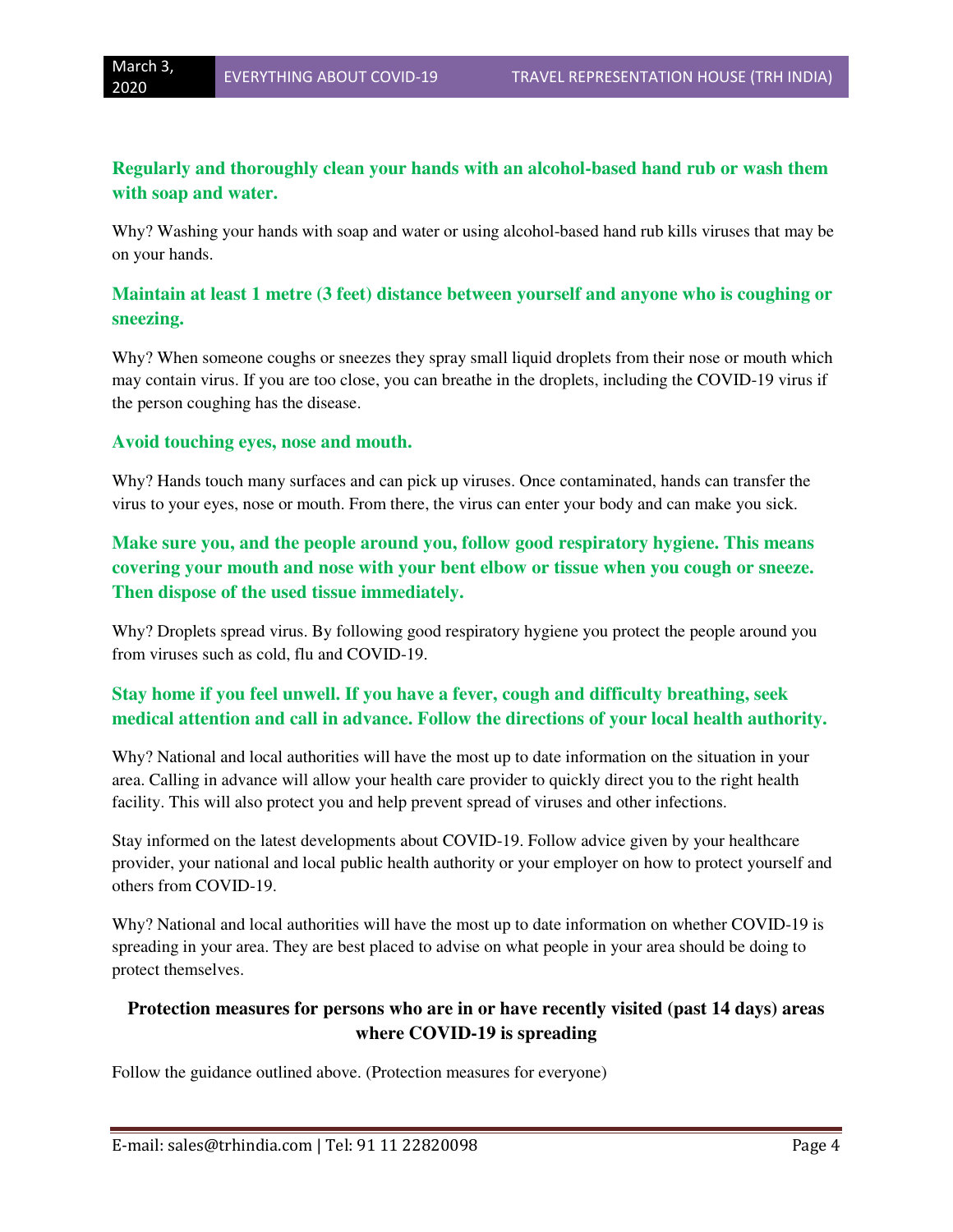**Regularly and thoroughly clean your hands with an alcohol-based hand rub or wash them with soap and water.**

Why? Washing your hands with soap and water or using alcohol-based hand rub kills viruses that may be on your hands.

**Maintain at least 1 metre (3 feet) distance between yourself and anyone who is coughing or sneezing.**

Why? When someone coughs or sneezes they spray small liquid droplets from their nose or mouth which may contain virus. If you are too close, you can breathe in the droplets, including the COVID-19 virus if the person coughing has the disease.

**Avoid touching eyes, nose and mouth.**

Why? Hands touch many surfaces and can pick up viruses. Once contaminated, hands can transfer the virus to your eyes, nose or mouth. From there, the virus can enter your body and can make you sick.

**Make sure you, and the people around you, follow good respiratory hygiene. This means covering your mouth and nose with your bent elbow or tissue when you cough or sneeze. Then dispose of the used tissue immediately.**

Why? Droplets spread virus. By following good respiratory hygiene you protect the people around you from viruses such as cold, flu and COVID-19.

**Stay home if you feel unwell. If you have a fever, cough and difficulty breathing, seek medical attention and call in advance. Follow the directions of your local health authority.**

Why? National and local authorities will have the most up to date information on the situation in your area. Calling in advance will allow your health care provider to quickly direct you to the right health facility. This will also protect you and help prevent spread of viruses and other infections.

Stay informed on the latest developments about COVID-19. Follow advice given by your healthcare provider, your national and local public health authority or your employer on how to protect yourself and others from COVID-19.

Why? National and local authorities will have the most up to date information on whether COVID-19 is spreading in your area. They are best placed to advise on what people in your area should be doing to protect themselves.

## Protection measures for persons who are in or have recently visited (past 14 days) areas where COVID-19 is spreading

Follow the guidance outlined above. (Protection measures for everyone)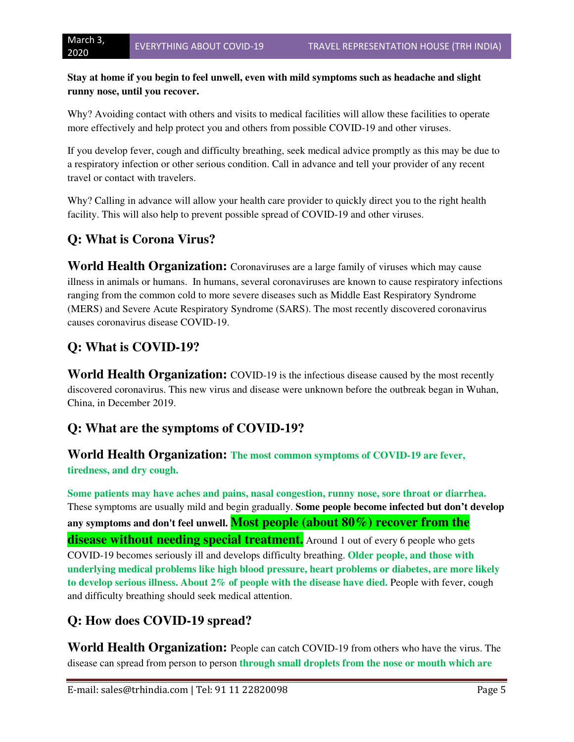**Stay at home if you begin to feel unwell, even with mild symptoms such as headache and slight runny nose, until you recover.**

Why? Avoiding contact with others and visits to medical facilities will allow these facilities to operate more effectively and help protect you and others from possible COVID-19 and other viruses.

If you develop fever, cough and difficulty breathing, seek medical advice promptly as this may be due to a respiratory infection or other serious condition. Call in advance and tell your provider of any recent travel or contact with travelers.

Why? Calling in advance will allow your health care provider to quickly direct you to the right health facility. This will also help to prevent possible spread of COVID-19 and other viruses.

## Q: What is Corona Virus?

**World Health Organization:** Coronaviruses are a large family of viruses which may cause illness in animals or humans. In humans, several coronaviruses are known to cause respiratory infections ranging from the common cold to more severe diseases such as Middle East Respiratory Syndrome (MERS) and Severe Acute Respiratory Syndrome (SARS). The most recently discovered coronavirus causes coronavirus disease COVID-19.

## Q: What is COVID-19?

**World Health Organization:** COVID-19 is the infectious disease caused by the most recently discovered coronavirus. This new virus and disease were unknown before the outbreak began in Wuhan, China, in December 2019.

## Q: What are the symptoms of COVID-19?

**World Health Organization:** **The most common symptoms of COVID-19 are fever, tiredness, and dry cough.**

**Some patients may have aches and pains, nasal congestion, runny nose, sore throat or diarrhea.** These symptoms are usually mild and begin gradually. **Some people become infected but don't develop any symptoms and don't feel unwell.** **Most people (about 80%) recover from the disease without needing special treatment.** Around 1 out of every 6 people who gets COVID-19 becomes seriously ill and develops difficulty breathing. **Older people, and those with underlying medical problems like high blood pressure, heart problems or diabetes, are more likely to develop serious illness. About 2% of people with the disease have died.** People with fever, cough and difficulty breathing should seek medical attention.

## Q: How does COVID-19 spread?

**World Health Organization:** People can catch COVID-19 from others who have the virus. The disease can spread from person to person **through small droplets from the nose or mouth which are**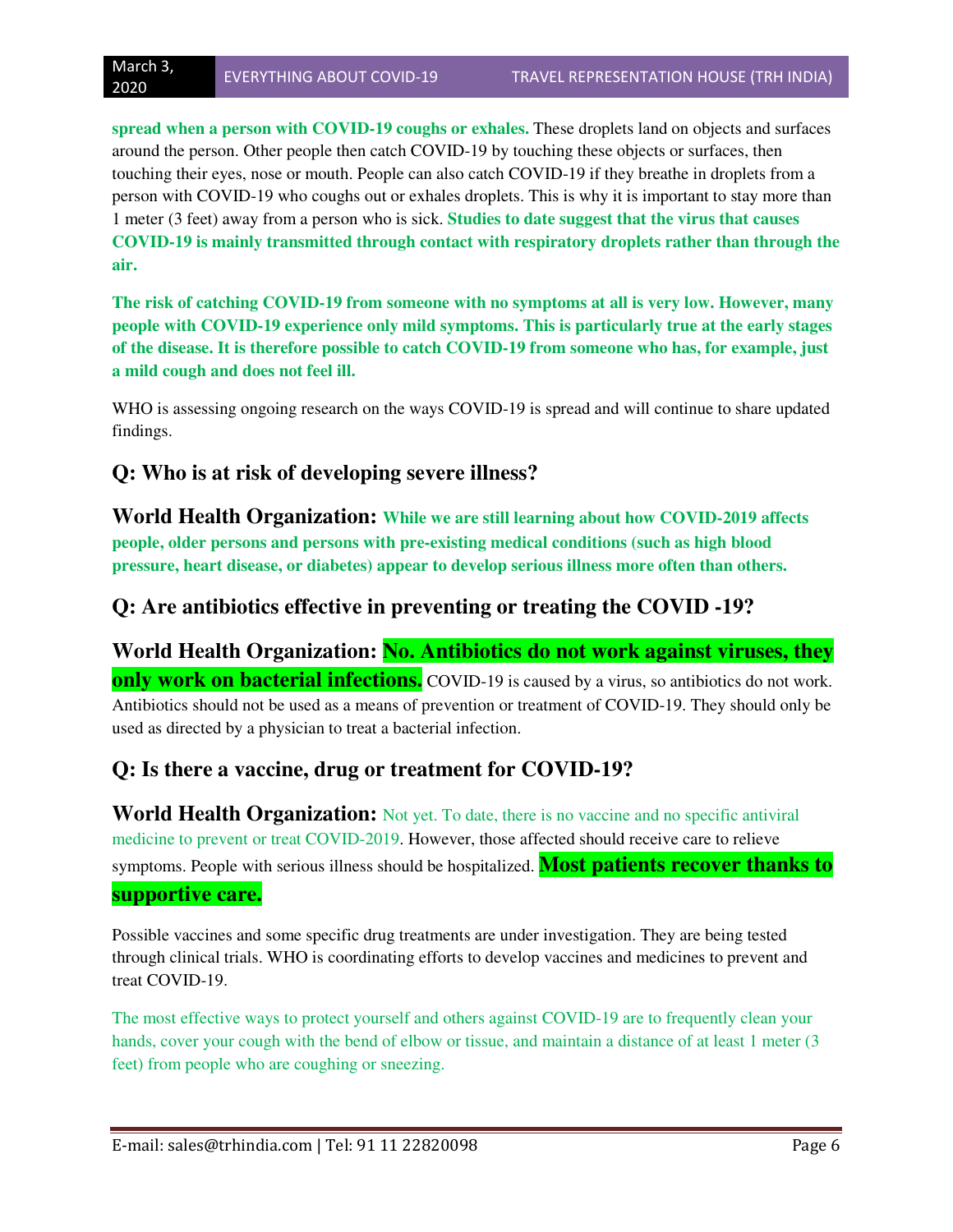**spread when a person with COVID-19 coughs or exhales.** These droplets land on objects and surfaces around the person. Other people then catch COVID-19 by touching these objects or surfaces, then touching their eyes, nose or mouth. People can also catch COVID-19 if they breathe in droplets from a person with COVID-19 who coughs out or exhales droplets. This is why it is important to stay more than 1 meter (3 feet) away from a person who is sick. **Studies to date suggest that the virus that causes COVID-19 is mainly transmitted through contact with respiratory droplets rather than through the air.**

**The risk of catching COVID-19 from someone with no symptoms at all is very low. However, many people with COVID-19 experience only mild symptoms. This is particularly true at the early stages of the disease. It is therefore possible to catch COVID-19 from someone who has, for example, just a mild cough and does not feel ill.**

WHO is assessing ongoing research on the ways COVID-19 is spread and will continue to share updated findings.

## Q: Who is at risk of developing severe illness?

**World Health Organization: While we are still learning about how COVID-2019 affects people, older persons and persons with pre-existing medical conditions (such as high blood pressure, heart disease, or diabetes) appear to develop serious illness more often than others.**

## Q: Are antibiotics effective in preventing or treating the COVID -19?

**World Health Organization: No. Antibiotics do not work against viruses, they only work on bacterial infections.** COVID-19 is caused by a virus, so antibiotics do not work. Antibiotics should not be used as a means of prevention or treatment of COVID-19. They should only be used as directed by a physician to treat a bacterial infection.

## Q: Is there a vaccine, drug or treatment for COVID-19?

**World Health Organization:** Not yet. To date, there is no vaccine and no specific antiviral medicine to prevent or treat COVID-2019. However, those affected should receive care to relieve symptoms. People with serious illness should be hospitalized. **Most patients recover thanks to supportive care.**

Possible vaccines and some specific drug treatments are under investigation. They are being tested through clinical trials. WHO is coordinating efforts to develop vaccines and medicines to prevent and treat COVID-19.

The most effective ways to protect yourself and others against COVID-19 are to frequently clean your hands, cover your cough with the bend of elbow or tissue, and maintain a distance of at least 1 meter (3 feet) from people who are coughing or sneezing.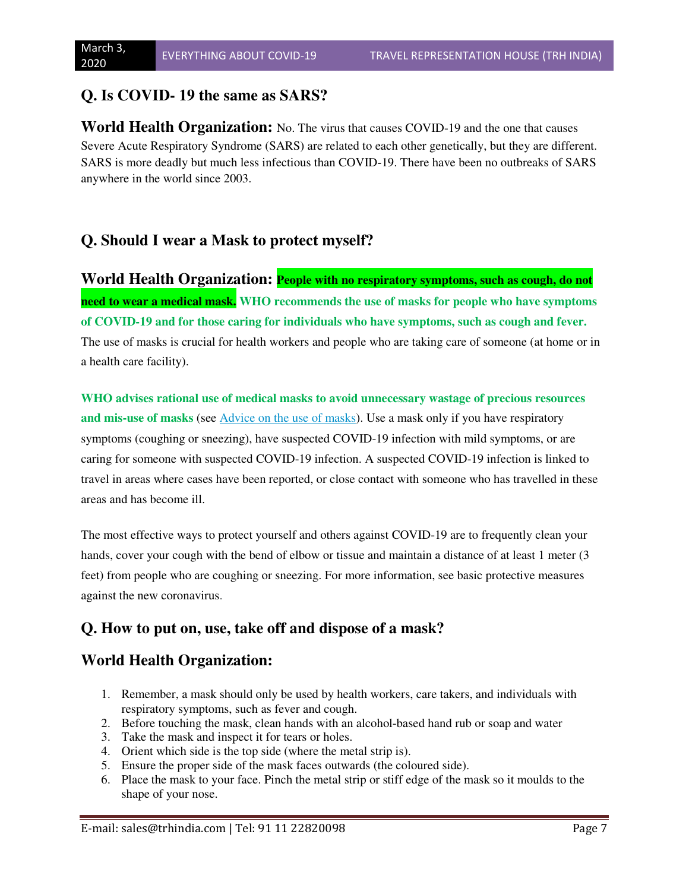## Q. Is COVID- 19 the same as SARS?

**World Health Organization:** No. The virus that causes COVID-19 and the one that causes Severe Acute Respiratory Syndrome (SARS) are related to each other genetically, but they are different. SARS is more deadly but much less infectious than COVID-19. There have been no outbreaks of SARS anywhere in the world since 2003.

## Q. Should I wear a Mask to protect myself?

**World Health Organization:** **People with no respiratory symptoms, such as cough, do not need to wear a medical mask.** **WHO recommends the use of masks for people who have symptoms of COVID-19 and for those caring for individuals who have symptoms, such as cough and fever.** The use of masks is crucial for health workers and people who are taking care of someone (at home or in a health care facility).

**WHO advises rational use of medical masks to avoid unnecessary wastage of precious resources and mis-use of masks** (see Advice on the use of masks). Use a mask only if you have respiratory symptoms (coughing or sneezing), have suspected COVID-19 infection with mild symptoms, or are caring for someone with suspected COVID-19 infection. A suspected COVID-19 infection is linked to travel in areas where cases have been reported, or close contact with someone who has travelled in these areas and has become ill.

The most effective ways to protect yourself and others against COVID-19 are to frequently clean your hands, cover your cough with the bend of elbow or tissue and maintain a distance of at least 1 meter (3 feet) from people who are coughing or sneezing. For more information, see basic protective measures against the new coronavirus.

## Q. How to put on, use, take off and dispose of a mask?

## World Health Organization:

1. Remember, a mask should only be used by health workers, care takers, and individuals with respiratory symptoms, such as fever and cough.
2. Before touching the mask, clean hands with an alcohol-based hand rub or soap and water
3. Take the mask and inspect it for tears or holes.
4. Orient which side is the top side (where the metal strip is).
5. Ensure the proper side of the mask faces outwards (the coloured side).
6. Place the mask to your face. Pinch the metal strip or stiff edge of the mask so it moulds to the shape of your nose.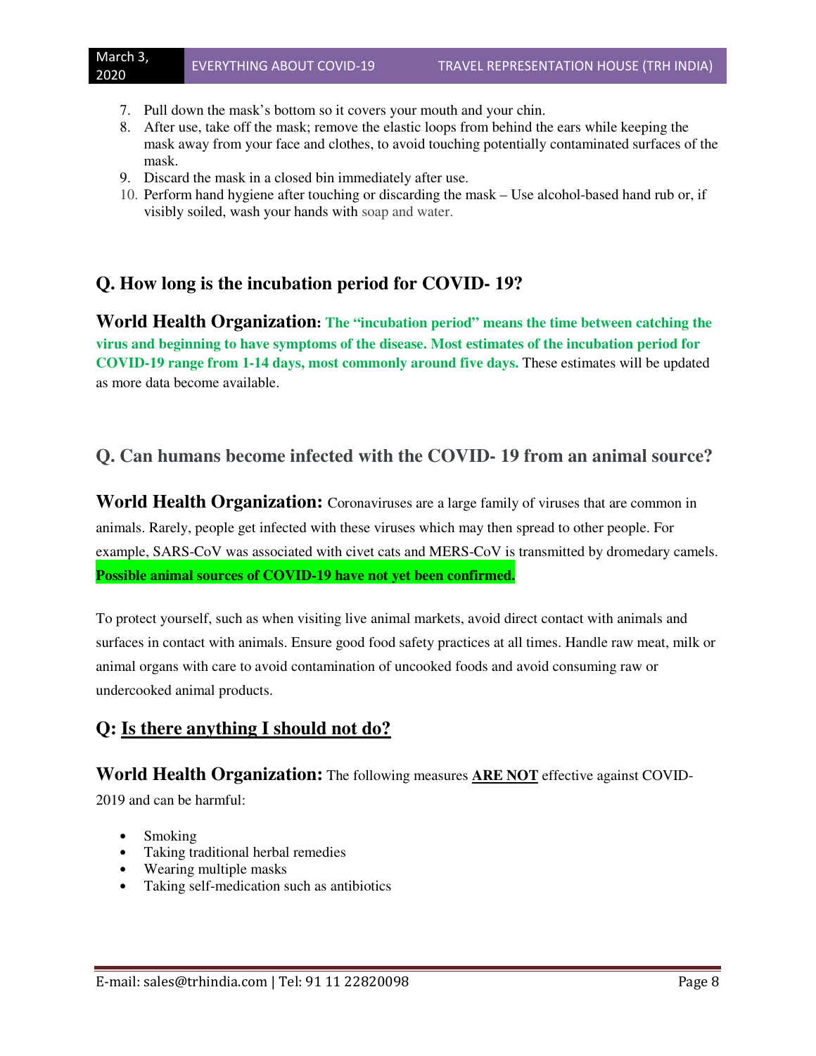7. Pull down the mask's bottom so it covers your mouth and your chin.
8. After use, take off the mask; remove the elastic loops from behind the ears while keeping the mask away from your face and clothes, to avoid touching potentially contaminated surfaces of the mask.
9. Discard the mask in a closed bin immediately after use.
10. Perform hand hygiene after touching or discarding the mask – Use alcohol-based hand rub or, if visibly soiled, wash your hands with soap and water.

## Q. How long is the incubation period for COVID- 19?

**World Health Organization: The "incubation period" means the time between catching the virus and beginning to have symptoms of the disease. Most estimates of the incubation period for COVID-19 range from 1-14 days, most commonly around five days.** These estimates will be updated as more data become available.

## Q. Can humans become infected with the COVID- 19 from an animal source?

**World Health Organization:** Coronaviruses are a large family of viruses that are common in animals. Rarely, people get infected with these viruses which may then spread to other people. For example, SARS-CoV was associated with civet cats and MERS-CoV is transmitted by dromedary camels. **Possible animal sources of COVID-19 have not yet been confirmed.**

To protect yourself, such as when visiting live animal markets, avoid direct contact with animals and surfaces in contact with animals. Ensure good food safety practices at all times. Handle raw meat, milk or animal organs with care to avoid contamination of uncooked foods and avoid consuming raw or undercooked animal products.

## Q: Is there anything I should not do?

**World Health Organization:** The following measures **ARE NOT** effective against COVID-2019 and can be harmful:

- Smoking
- Taking traditional herbal remedies
- Wearing multiple masks
- Taking self-medication such as antibiotics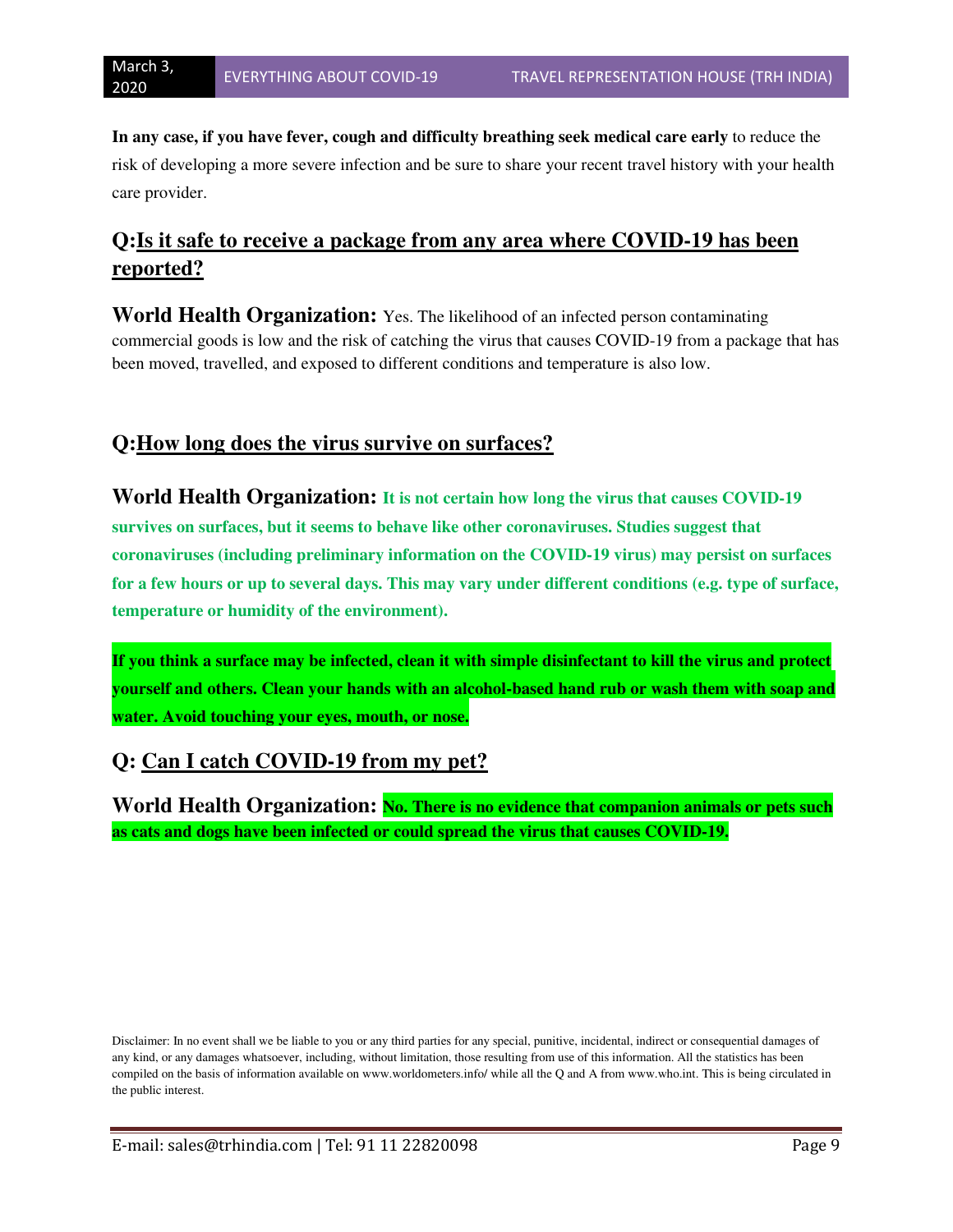**In any case, if you have fever, cough and difficulty breathing seek medical care early** to reduce the risk of developing a more severe infection and be sure to share your recent travel history with your health care provider.

## Q:Is it safe to receive a package from any area where COVID-19 has been reported?

**World Health Organization:** Yes. The likelihood of an infected person contaminating commercial goods is low and the risk of catching the virus that causes COVID-19 from a package that has been moved, travelled, and exposed to different conditions and temperature is also low.

## Q:How long does the virus survive on surfaces?

**World Health Organization:** **It is not certain how long the virus that causes COVID-19 survives on surfaces, but it seems to behave like other coronaviruses. Studies suggest that coronaviruses (including preliminary information on the COVID-19 virus) may persist on surfaces for a few hours or up to several days. This may vary under different conditions (e.g. type of surface, temperature or humidity of the environment).**

**If you think a surface may be infected, clean it with simple disinfectant to kill the virus and protect yourself and others. Clean your hands with an alcohol-based hand rub or wash them with soap and water. Avoid touching your eyes, mouth, or nose.**

## Q: Can I catch COVID-19 from my pet?

**World Health Organization:** **No. There is no evidence that companion animals or pets such as cats and dogs have been infected or could spread the virus that causes COVID-19.**

Disclaimer: In no event shall we be liable to you or any third parties for any special, punitive, incidental, indirect or consequential damages of any kind, or any damages whatsoever, including, without limitation, those resulting from use of this information. All the statistics has been compiled on the basis of information available on www.worldometers.info/ while all the Q and A from www.who.int. This is being circulated in the public interest.

E-mail: sales@trhindia.com | Tel: 91 11 22820098